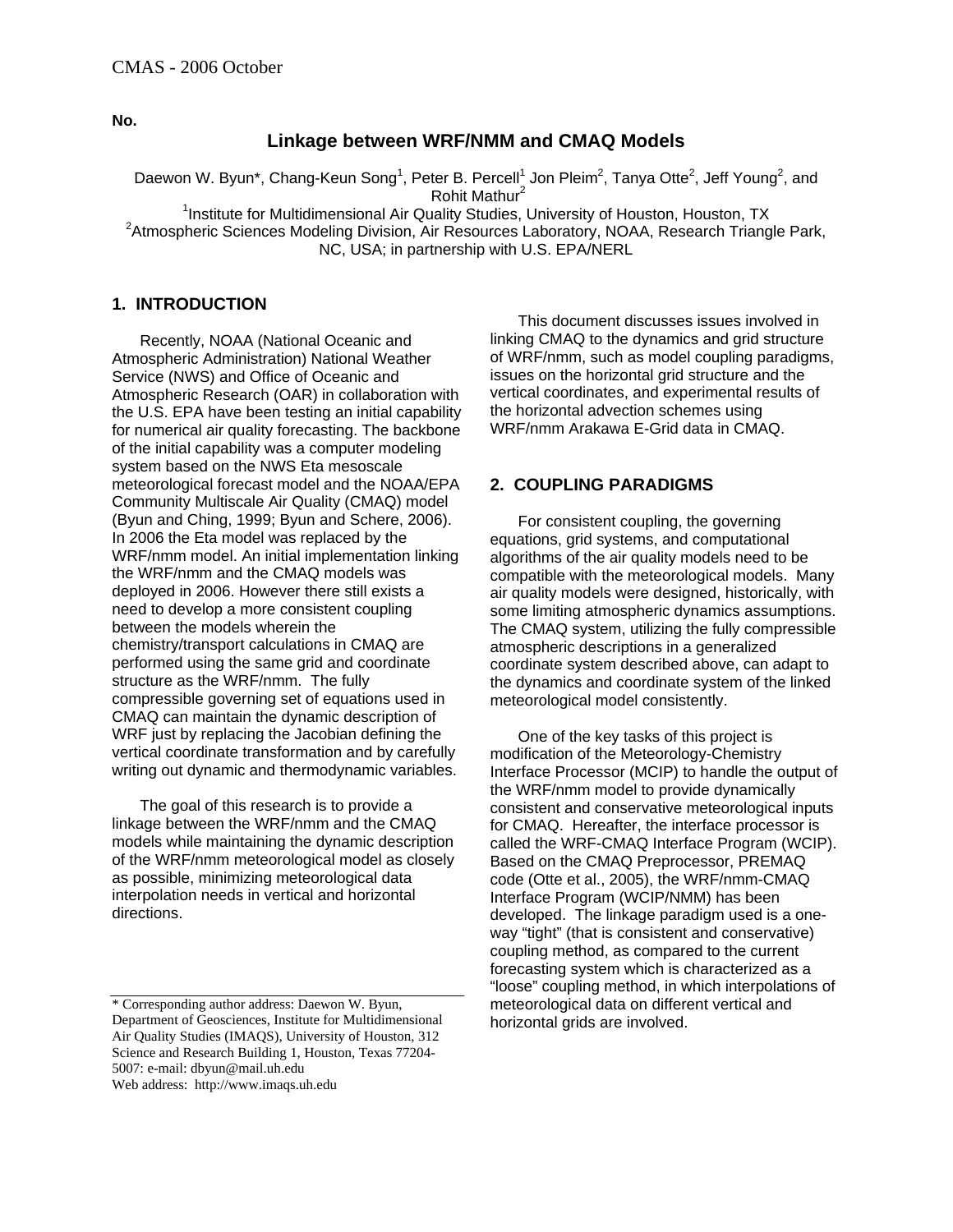**No.**

# Linkage between WRF/NMM and CMAQ Models

Daewon W. Byun*, Chang-Keun Song[1], Peter B. Percell[1] Jon Pleim[2], Tanya Otte[2], Jeff Young[2], and Rohit Mathur[2]

[1]Institute for Multidimensional Air Quality Studies, University of Houston, Houston, TX
[2]Atmospheric Sciences Modeling Division, Air Resources Laboratory, NOAA, Research Triangle Park, NC, USA; in partnership with U.S. EPA/NERL

## 1. INTRODUCTION

Recently, NOAA (National Oceanic and Atmospheric Administration) National Weather Service (NWS) and Office of Oceanic and Atmospheric Research (OAR) in collaboration with the U.S. EPA have been testing an initial capability for numerical air quality forecasting. The backbone of the initial capability was a computer modeling system based on the NWS Eta mesoscale meteorological forecast model and the NOAA/EPA Community Multiscale Air Quality (CMAQ) model (Byun and Ching, 1999; Byun and Schere, 2006). In 2006 the Eta model was replaced by the WRF/nmm model. An initial implementation linking the WRF/nmm and the CMAQ models was deployed in 2006. However there still exists a need to develop a more consistent coupling between the models wherein the chemistry/transport calculations in CMAQ are performed using the same grid and coordinate structure as the WRF/nmm. The fully compressible governing set of equations used in CMAQ can maintain the dynamic description of WRF just by replacing the Jacobian defining the vertical coordinate transformation and by carefully writing out dynamic and thermodynamic variables.

The goal of this research is to provide a linkage between the WRF/nmm and the CMAQ models while maintaining the dynamic description of the WRF/nmm meteorological model as closely as possible, minimizing meteorological data interpolation needs in vertical and horizontal directions.

This document discusses issues involved in linking CMAQ to the dynamics and grid structure of WRF/nmm, such as model coupling paradigms, issues on the horizontal grid structure and the vertical coordinates, and experimental results of the horizontal advection schemes using WRF/nmm Arakawa E-Grid data in CMAQ.

## 2. COUPLING PARADIGMS

For consistent coupling, the governing equations, grid systems, and computational algorithms of the air quality models need to be compatible with the meteorological models. Many air quality models were designed, historically, with some limiting atmospheric dynamics assumptions. The CMAQ system, utilizing the fully compressible atmospheric descriptions in a generalized coordinate system described above, can adapt to the dynamics and coordinate system of the linked meteorological model consistently.

One of the key tasks of this project is modification of the Meteorology-Chemistry Interface Processor (MCIP) to handle the output of the WRF/nmm model to provide dynamically consistent and conservative meteorological inputs for CMAQ. Hereafter, the interface processor is called the WRF-CMAQ Interface Program (WCIP). Based on the CMAQ Preprocessor, PREMAQ code (Otte et al., 2005), the WRF/nmm-CMAQ Interface Program (WCIP/NMM) has been developed. The linkage paradigm used is a one-way "tight" (that is consistent and conservative) coupling method, as compared to the current forecasting system which is characterized as a "loose" coupling method, in which interpolations of meteorological data on different vertical and horizontal grids are involved.

---

\* Corresponding author address: Daewon W. Byun, Department of Geosciences, Institute for Multidimensional Air Quality Studies (IMAQS), University of Houston, 312 Science and Research Building 1, Houston, Texas 77204-5007: e-mail: dbyun@mail.uh.edu
Web address: http://www.imaqs.uh.edu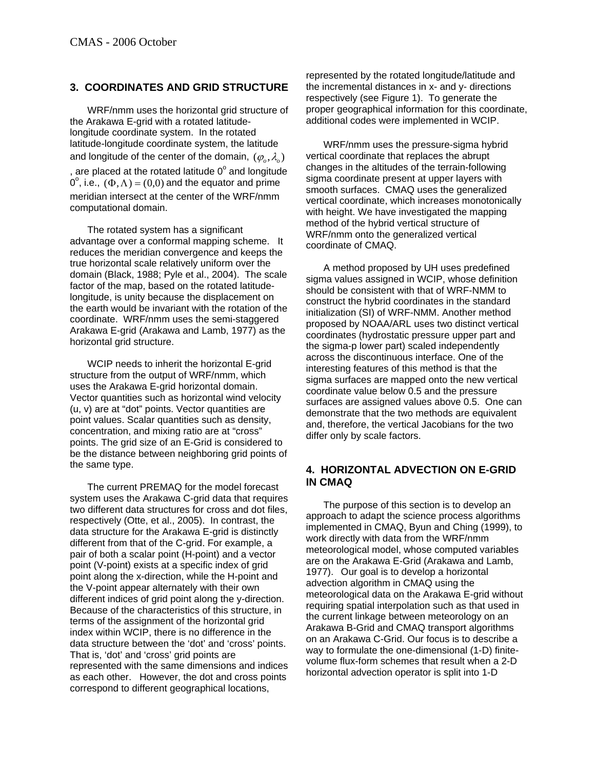## 3. COORDINATES AND GRID STRUCTURE

WRF/nmm uses the horizontal grid structure of the Arakawa E-grid with a rotated latitude-longitude coordinate system. In the rotated latitude-longitude coordinate system, the latitude and longitude of the center of the domain, $(\varphi_o, \lambda_o)$, are placed at the rotated latitude $0^o$ and longitude $0^o$, i.e., $(\Phi, \Lambda) = (0,0)$ and the equator and prime meridian intersect at the center of the WRF/nmm computational domain.

The rotated system has a significant advantage over a conformal mapping scheme. It reduces the meridian convergence and keeps the true horizontal scale relatively uniform over the domain (Black, 1988; Pyle et al., 2004). The scale factor of the map, based on the rotated latitude-longitude, is unity because the displacement on the earth would be invariant with the rotation of the coordinate. WRF/nmm uses the semi-staggered Arakawa E-grid (Arakawa and Lamb, 1977) as the horizontal grid structure.

WCIP needs to inherit the horizontal E-grid structure from the output of WRF/nmm, which uses the Arakawa E-grid horizontal domain. Vector quantities such as horizontal wind velocity (u, v) are at "dot" points. Vector quantities are point values. Scalar quantities such as density, concentration, and mixing ratio are at "cross" points. The grid size of an E-Grid is considered to be the distance between neighboring grid points of the same type.

The current PREMAQ for the model forecast system uses the Arakawa C-grid data that requires two different data structures for cross and dot files, respectively (Otte, et al., 2005). In contrast, the data structure for the Arakawa E-grid is distinctly different from that of the C-grid. For example, a pair of both a scalar point (H-point) and a vector point (V-point) exists at a specific index of grid point along the x-direction, while the H-point and the V-point appear alternately with their own different indices of grid point along the y-direction. Because of the characteristics of this structure, in terms of the assignment of the horizontal grid index within WCIP, there is no difference in the data structure between the 'dot' and 'cross' points. That is, 'dot' and 'cross' grid points are represented with the same dimensions and indices as each other. However, the dot and cross points correspond to different geographical locations, represented by the rotated longitude/latitude and the incremental distances in x- and y- directions respectively (see Figure 1). To generate the proper geographical information for this coordinate, additional codes were implemented in WCIP.

WRF/nmm uses the pressure-sigma hybrid vertical coordinate that replaces the abrupt changes in the altitudes of the terrain-following sigma coordinate present at upper layers with smooth surfaces. CMAQ uses the generalized vertical coordinate, which increases monotonically with height. We have investigated the mapping method of the hybrid vertical structure of WRF/nmm onto the generalized vertical coordinate of CMAQ.

A method proposed by UH uses predefined sigma values assigned in WCIP, whose definition should be consistent with that of WRF-NMM to construct the hybrid coordinates in the standard initialization (SI) of WRF-NMM. Another method proposed by NOAA/ARL uses two distinct vertical coordinates (hydrostatic pressure upper part and the sigma-p lower part) scaled independently across the discontinuous interface. One of the interesting features of this method is that the sigma surfaces are mapped onto the new vertical coordinate value below 0.5 and the pressure surfaces are assigned values above 0.5. One can demonstrate that the two methods are equivalent and, therefore, the vertical Jacobians for the two differ only by scale factors.

## 4. HORIZONTAL ADVECTION ON E-GRID IN CMAQ

The purpose of this section is to develop an approach to adapt the science process algorithms implemented in CMAQ, Byun and Ching (1999), to work directly with data from the WRF/nmm meteorological model, whose computed variables are on the Arakawa E-Grid (Arakawa and Lamb, 1977). Our goal is to develop a horizontal advection algorithm in CMAQ using the meteorological data on the Arakawa E-grid without requiring spatial interpolation such as that used in the current linkage between meteorology on an Arakawa B-Grid and CMAQ transport algorithms on an Arakawa C-Grid. Our focus is to describe a way to formulate the one-dimensional (1-D) finite-volume flux-form schemes that result when a 2-D horizontal advection operator is split into 1-D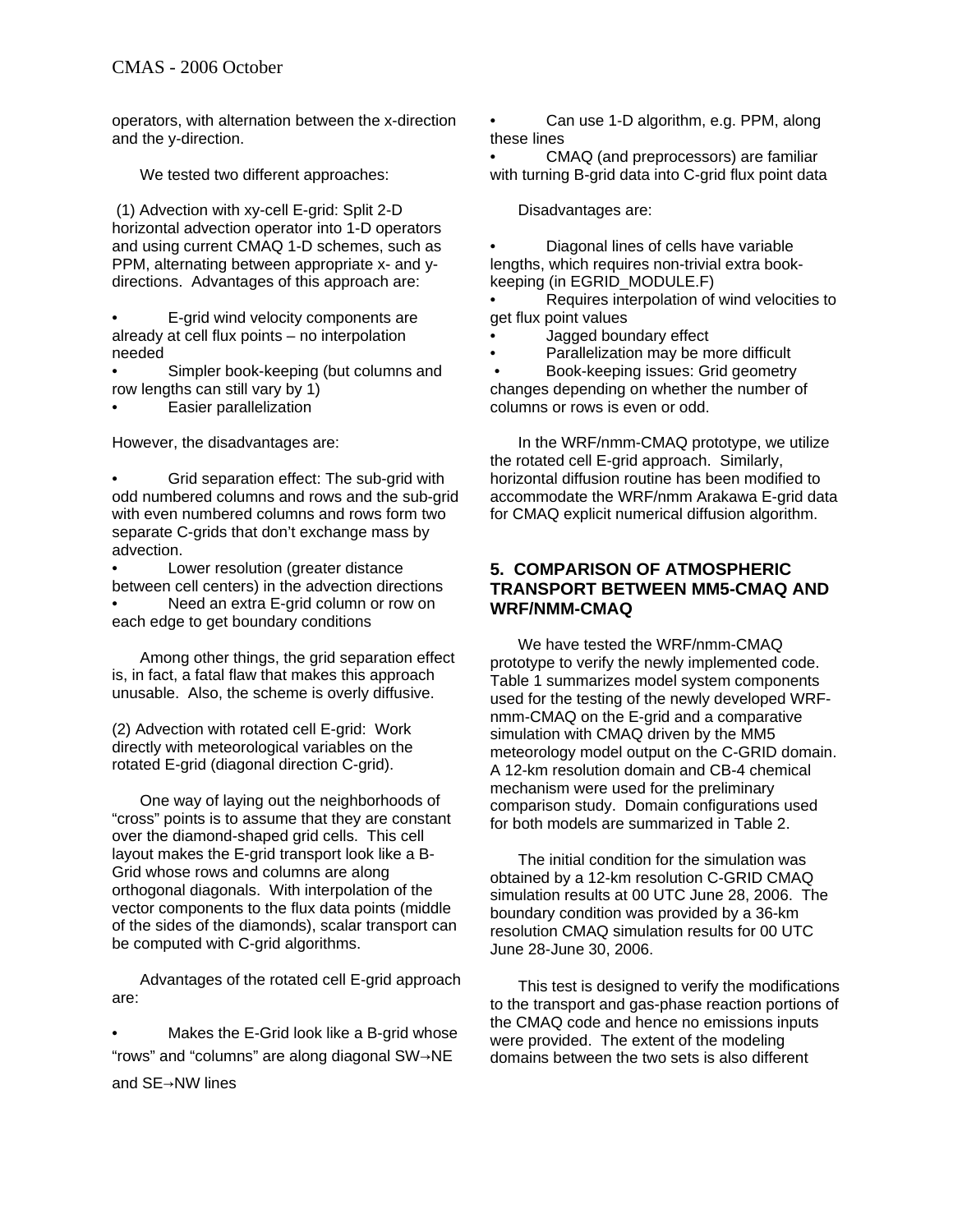operators, with alternation between the x-direction and the y-direction.

We tested two different approaches:

(1) Advection with xy-cell E-grid: Split 2-D horizontal advection operator into 1-D operators and using current CMAQ 1-D schemes, such as PPM, alternating between appropriate x- and y-directions. Advantages of this approach are:

- E-grid wind velocity components are already at cell flux points – no interpolation needed
- Simpler book-keeping (but columns and row lengths can still vary by 1)
- Easier parallelization

However, the disadvantages are:

- Grid separation effect: The sub-grid with odd numbered columns and rows and the sub-grid with even numbered columns and rows form two separate C-grids that don't exchange mass by advection.
- Lower resolution (greater distance between cell centers) in the advection directions
- Need an extra E-grid column or row on each edge to get boundary conditions

Among other things, the grid separation effect is, in fact, a fatal flaw that makes this approach unusable. Also, the scheme is overly diffusive.

(2) Advection with rotated cell E-grid: Work directly with meteorological variables on the rotated E-grid (diagonal direction C-grid).

One way of laying out the neighborhoods of "cross" points is to assume that they are constant over the diamond-shaped grid cells. This cell layout makes the E-grid transport look like a B-Grid whose rows and columns are along orthogonal diagonals. With interpolation of the vector components to the flux data points (middle of the sides of the diamonds), scalar transport can be computed with C-grid algorithms.

Advantages of the rotated cell E-grid approach are:

- Makes the E-Grid look like a B-grid whose "rows" and "columns" are along diagonal SW→NE and SE→NW lines
- Can use 1-D algorithm, e.g. PPM, along these lines
- CMAQ (and preprocessors) are familiar with turning B-grid data into C-grid flux point data

Disadvantages are:

- Diagonal lines of cells have variable lengths, which requires non-trivial extra book-keeping (in EGRID_MODULE.F)
- Requires interpolation of wind velocities to get flux point values
- Jagged boundary effect
- Parallelization may be more difficult
- Book-keeping issues: Grid geometry changes depending on whether the number of columns or rows is even or odd.

In the WRF/nmm-CMAQ prototype, we utilize the rotated cell E-grid approach. Similarly, horizontal diffusion routine has been modified to accommodate the WRF/nmm Arakawa E-grid data for CMAQ explicit numerical diffusion algorithm.

## 5. COMPARISON OF ATMOSPHERIC TRANSPORT BETWEEN MM5-CMAQ AND WRF/NMM-CMAQ

We have tested the WRF/nmm-CMAQ prototype to verify the newly implemented code. Table 1 summarizes model system components used for the testing of the newly developed WRF-nmm-CMAQ on the E-grid and a comparative simulation with CMAQ driven by the MM5 meteorology model output on the C-GRID domain. A 12-km resolution domain and CB-4 chemical mechanism were used for the preliminary comparison study. Domain configurations used for both models are summarized in Table 2.

The initial condition for the simulation was obtained by a 12-km resolution C-GRID CMAQ simulation results at 00 UTC June 28, 2006. The boundary condition was provided by a 36-km resolution CMAQ simulation results for 00 UTC June 28-June 30, 2006.

This test is designed to verify the modifications to the transport and gas-phase reaction portions of the CMAQ code and hence no emissions inputs were provided. The extent of the modeling domains between the two sets is also different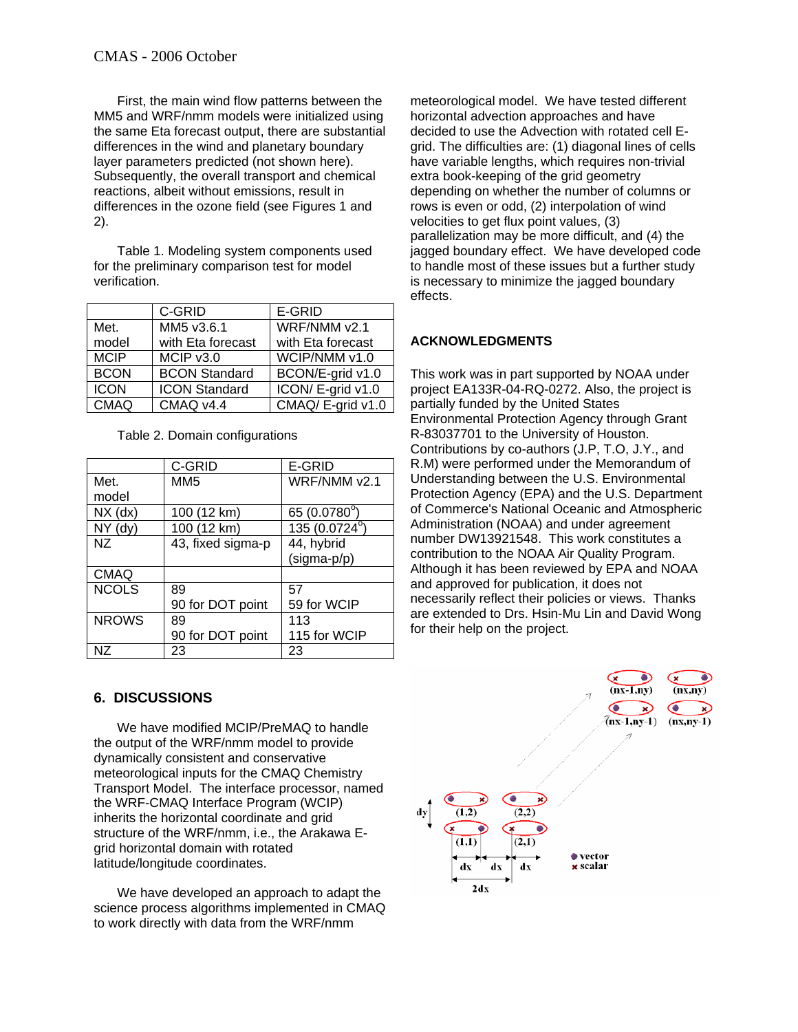First, the main wind flow patterns between the MM5 and WRF/nmm models were initialized using the same Eta forecast output, there are substantial differences in the wind and planetary boundary layer parameters predicted (not shown here). Subsequently, the overall transport and chemical reactions, albeit without emissions, result in differences in the ozone field (see Figures 1 and 2).

Table 1. Modeling system components used for the preliminary comparison test for model verification.

| | C-GRID | E-GRID |
|---|---|---|
| Met. model | MM5 v3.6.1 with Eta forecast | WRF/NMM v2.1 with Eta forecast |
| MCIP | MCIP v3.0 | WCIP/NMM v1.0 |
| BCON | BCON Standard | BCON/E-grid v1.0 |
| ICON | ICON Standard | ICON/ E-grid v1.0 |
| CMAQ | CMAQ v4.4 | CMAQ/ E-grid v1.0 |

Table 2. Domain configurations

| | C-GRID | E-GRID |
|---|---|---|
| Met. model | MM5 | WRF/NMM v2.1 |
| NX (dx) | 100 (12 km) | 65 (0.0780°) |
| NY (dy) | 100 (12 km) | 135 (0.0724°) |
| NZ | 43, fixed sigma-p | 44, hybrid (sigma-p/p) |
| CMAQ | | |
| NCOLS | 89<br>90 for DOT point | 57<br>59 for WCIP |
| NROWS | 89<br>90 for DOT point | 113<br>115 for WCIP |
| NZ | 23 | 23 |

## 6. DISCUSSIONS

We have modified MCIP/PreMAQ to handle the output of the WRF/nmm model to provide dynamically consistent and conservative meteorological inputs for the CMAQ Chemistry Transport Model. The interface processor, named the WRF-CMAQ Interface Program (WCIP) inherits the horizontal coordinate and grid structure of the WRF/nmm, i.e., the Arakawa E-grid horizontal domain with rotated latitude/longitude coordinates.

We have developed an approach to adapt the science process algorithms implemented in CMAQ to work directly with data from the WRF/nmm meteorological model. We have tested different horizontal advection approaches and have decided to use the Advection with rotated cell E-grid. The difficulties are: (1) diagonal lines of cells have variable lengths, which requires non-trivial extra book-keeping of the grid geometry depending on whether the number of columns or rows is even or odd, (2) interpolation of wind velocities to get flux point values, (3) parallelization may be more difficult, and (4) the jagged boundary effect. We have developed code to handle most of these issues but a further study is necessary to minimize the jagged boundary effects.

## ACKNOWLEDGMENTS

This work was in part supported by NOAA under project EA133R-04-RQ-0272. Also, the project is partially funded by the United States Environmental Protection Agency through Grant R-83037701 to the University of Houston. Contributions by co-authors (J.P, T.O, J.Y., and R.M) were performed under the Memorandum of Understanding between the U.S. Environmental Protection Agency (EPA) and the U.S. Department of Commerce's National Oceanic and Atmospheric Administration (NOAA) and under agreement number DW13921548. This work constitutes a contribution to the NOAA Air Quality Program. Although it has been reviewed by EPA and NOAA and approved for publication, it does not necessarily reflect their policies or views. Thanks are extended to Drs. Hsin-Mu Lin and David Wong for their help on the project.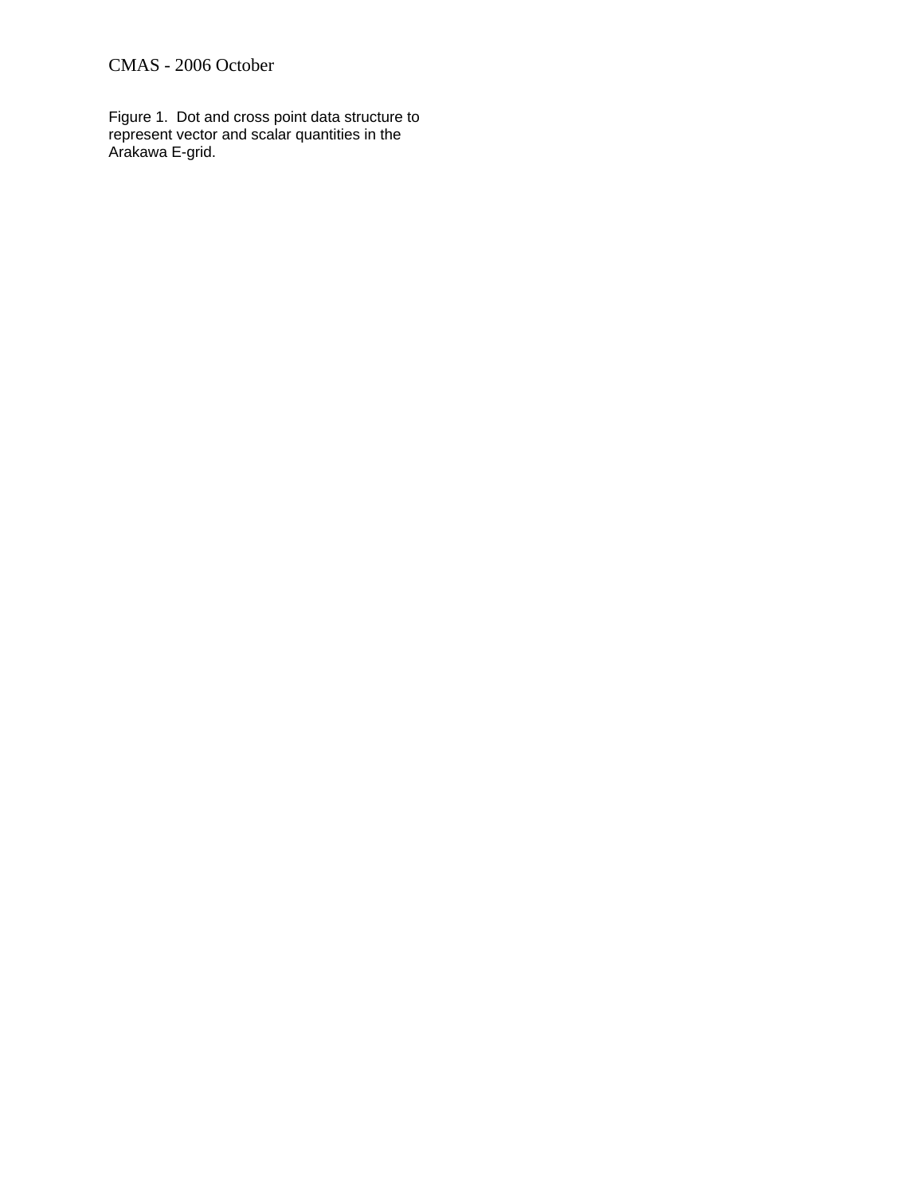Figure 1. Dot and cross point data structure to represent vector and scalar quantities in the Arakawa E-grid.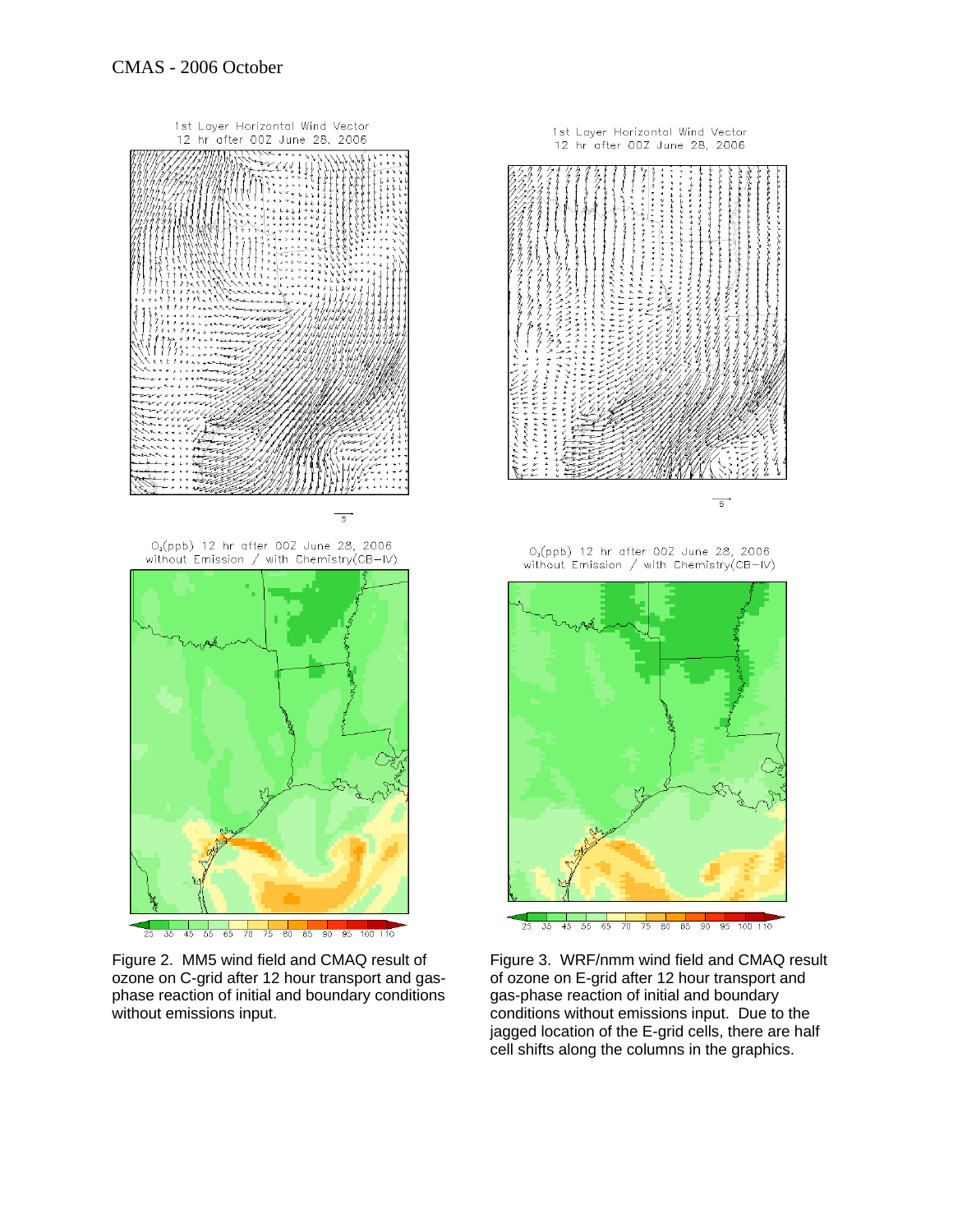Figure 2. MM5 wind field and CMAQ result of ozone on C-grid after 12 hour transport and gas-phase reaction of initial and boundary conditions without emissions input.

Figure 3. WRF/nmm wind field and CMAQ result of ozone on E-grid after 12 hour transport and gas-phase reaction of initial and boundary conditions without emissions input. Due to the jagged location of the E-grid cells, there are half cell shifts along the columns in the graphics.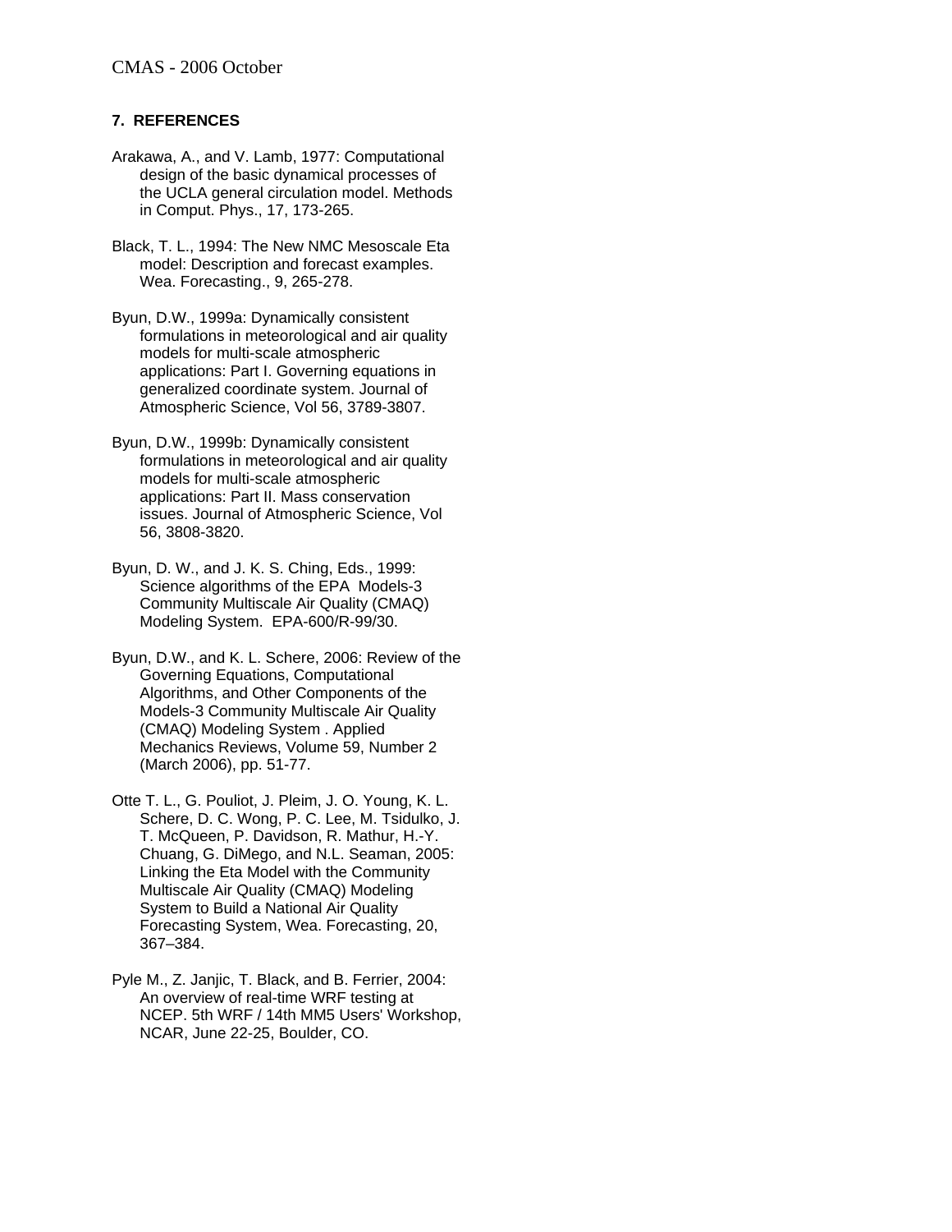## 7. REFERENCES

Arakawa, A., and V. Lamb, 1977: Computational design of the basic dynamical processes of the UCLA general circulation model. Methods in Comput. Phys., 17, 173-265.

Black, T. L., 1994: The New NMC Mesoscale Eta model: Description and forecast examples. Wea. Forecasting., 9, 265-278.

Byun, D.W., 1999a: Dynamically consistent formulations in meteorological and air quality models for multi-scale atmospheric applications: Part I. Governing equations in generalized coordinate system. Journal of Atmospheric Science, Vol 56, 3789-3807.

Byun, D.W., 1999b: Dynamically consistent formulations in meteorological and air quality models for multi-scale atmospheric applications: Part II. Mass conservation issues. Journal of Atmospheric Science, Vol 56, 3808-3820.

Byun, D. W., and J. K. S. Ching, Eds., 1999: Science algorithms of the EPA Models-3 Community Multiscale Air Quality (CMAQ) Modeling System. EPA-600/R-99/30.

Byun, D.W., and K. L. Schere, 2006: Review of the Governing Equations, Computational Algorithms, and Other Components of the Models-3 Community Multiscale Air Quality (CMAQ) Modeling System . Applied Mechanics Reviews, Volume 59, Number 2 (March 2006), pp. 51-77.

Otte T. L., G. Pouliot, J. Pleim, J. O. Young, K. L. Schere, D. C. Wong, P. C. Lee, M. Tsidulko, J. T. McQueen, P. Davidson, R. Mathur, H.-Y. Chuang, G. DiMego, and N.L. Seaman, 2005: Linking the Eta Model with the Community Multiscale Air Quality (CMAQ) Modeling System to Build a National Air Quality Forecasting System, Wea. Forecasting, 20, 367–384.

Pyle M., Z. Janjic, T. Black, and B. Ferrier, 2004: An overview of real-time WRF testing at NCEP. 5th WRF / 14th MM5 Users' Workshop, NCAR, June 22-25, Boulder, CO.